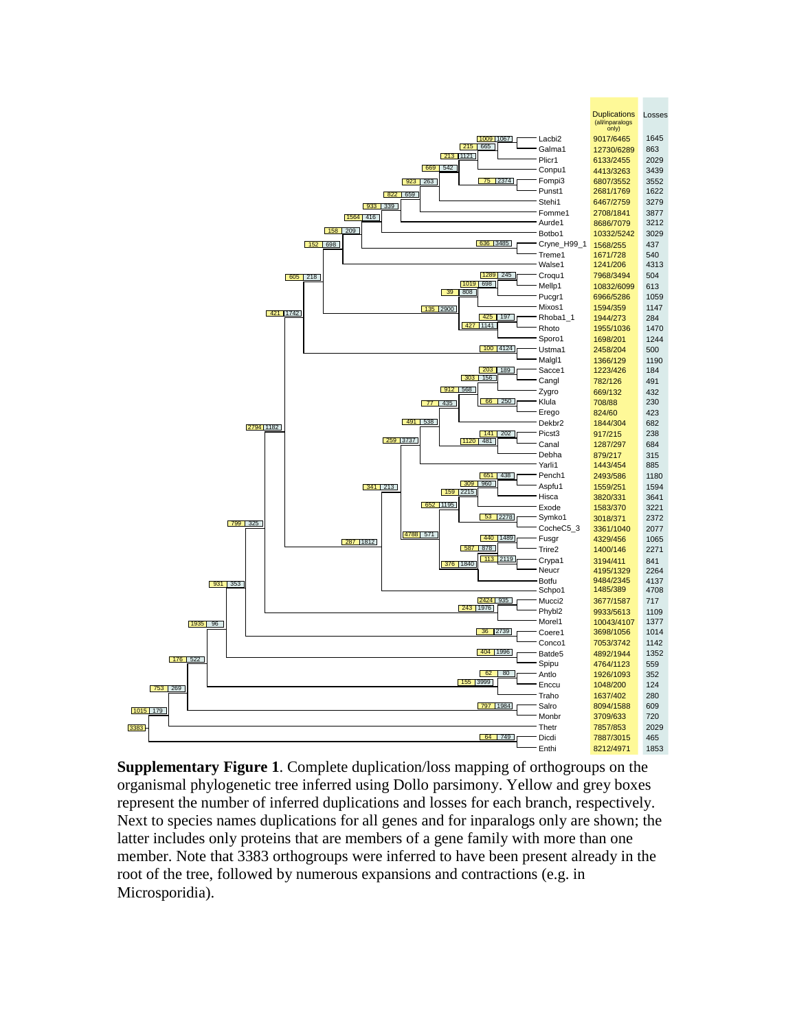**Supplementary Figure 1**. Complete duplication/loss mapping of orthogroups on the organismal phylogenetic tree inferred using Dollo parsimony. Yellow and grey boxes represent the number of inferred duplications and losses for each branch, respectively. Next to species names duplications for all genes and for inparalogs only are shown; the latter includes only proteins that are members of a gene family with more than one member. Note that 3383 orthogroups were inferred to have been present already in the root of the tree, followed by numerous expansions and contractions (e.g. in Microsporidia).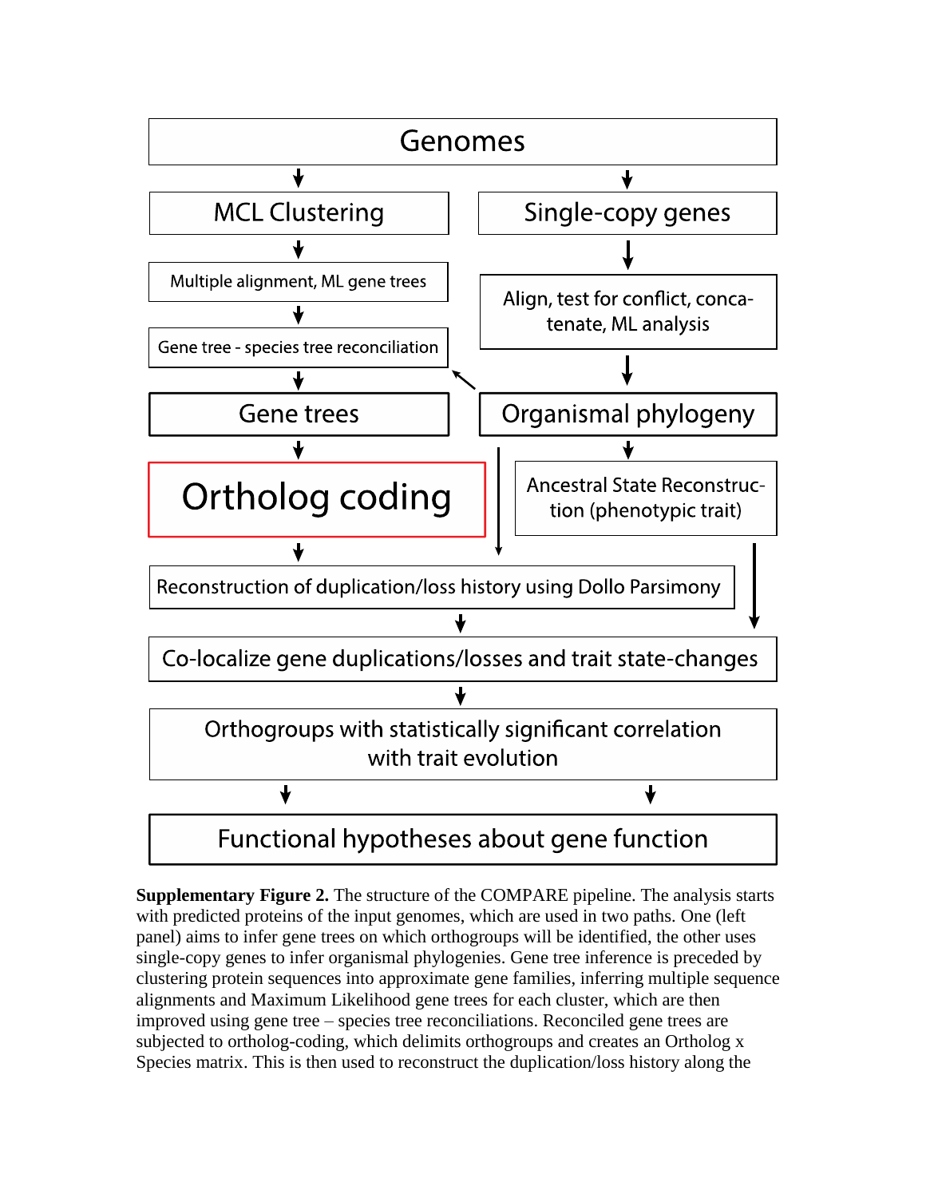Genomes

MCL Clustering

Single-copy genes

Multiple alignment, ML gene trees

Align, test for conflict, concatenate, ML analysis

Gene tree - species tree reconciliation

Gene trees

Organismal phylogeny

Ortholog coding

Ancestral State Reconstruction (phenotypic trait)

Reconstruction of duplication/loss history using Dollo Parsimony

Co-localize gene duplications/losses and trait state-changes

Orthogroups with statistically significant correlation with trait evolution

Functional hypotheses about gene function

**Supplementary Figure 2.** The structure of the COMPARE pipeline. The analysis starts with predicted proteins of the input genomes, which are used in two paths. One (left panel) aims to infer gene trees on which orthogroups will be identified, the other uses single-copy genes to infer organismal phylogenies. Gene tree inference is preceded by clustering protein sequences into approximate gene families, inferring multiple sequence alignments and Maximum Likelihood gene trees for each cluster, which are then improved using gene tree – species tree reconciliations. Reconciled gene trees are subjected to ortholog-coding, which delimits orthogroups and creates an Ortholog x Species matrix. This is then used to reconstruct the duplication/loss history along the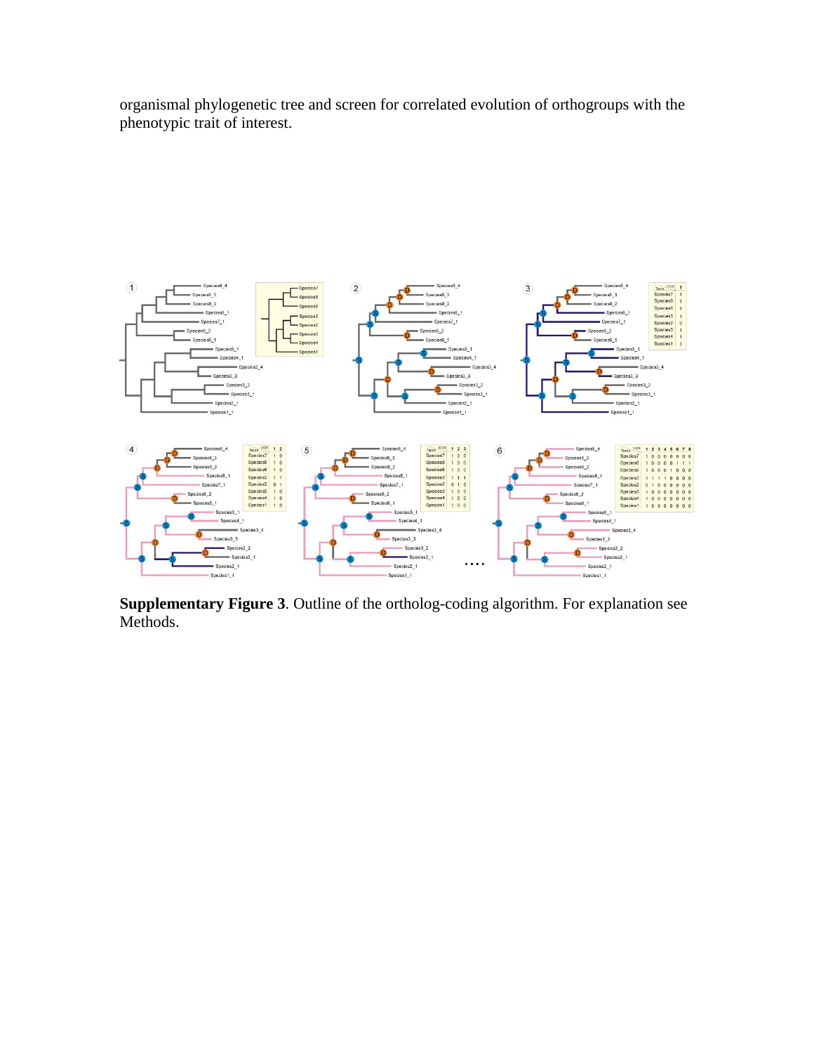organismal phylogenetic tree and screen for correlated evolution of orthogroups with the phenotypic trait of interest.

**Supplementary Figure 3**. Outline of the ortholog-coding algorithm. For explanation see Methods.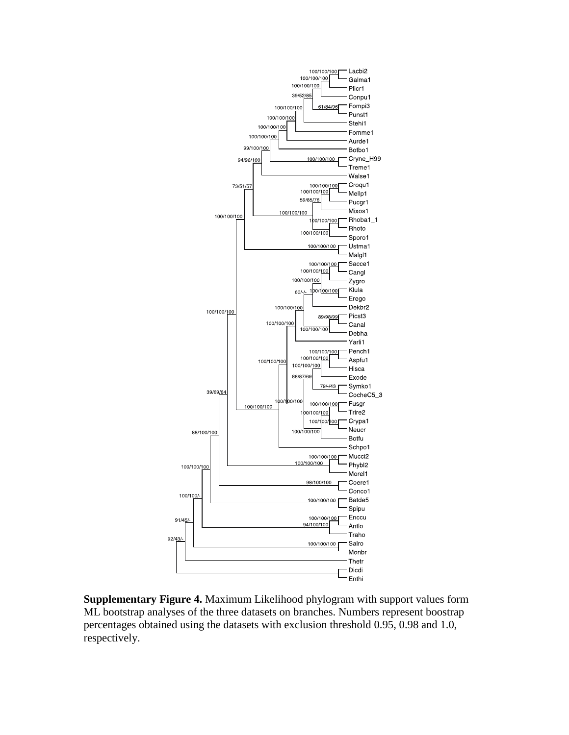**Supplementary Figure 4.** Maximum Likelihood phylogram with support values form ML bootstrap analyses of the three datasets on branches. Numbers represent boostrap percentages obtained using the datasets with exclusion threshold 0.95, 0.98 and 1.0, respectively.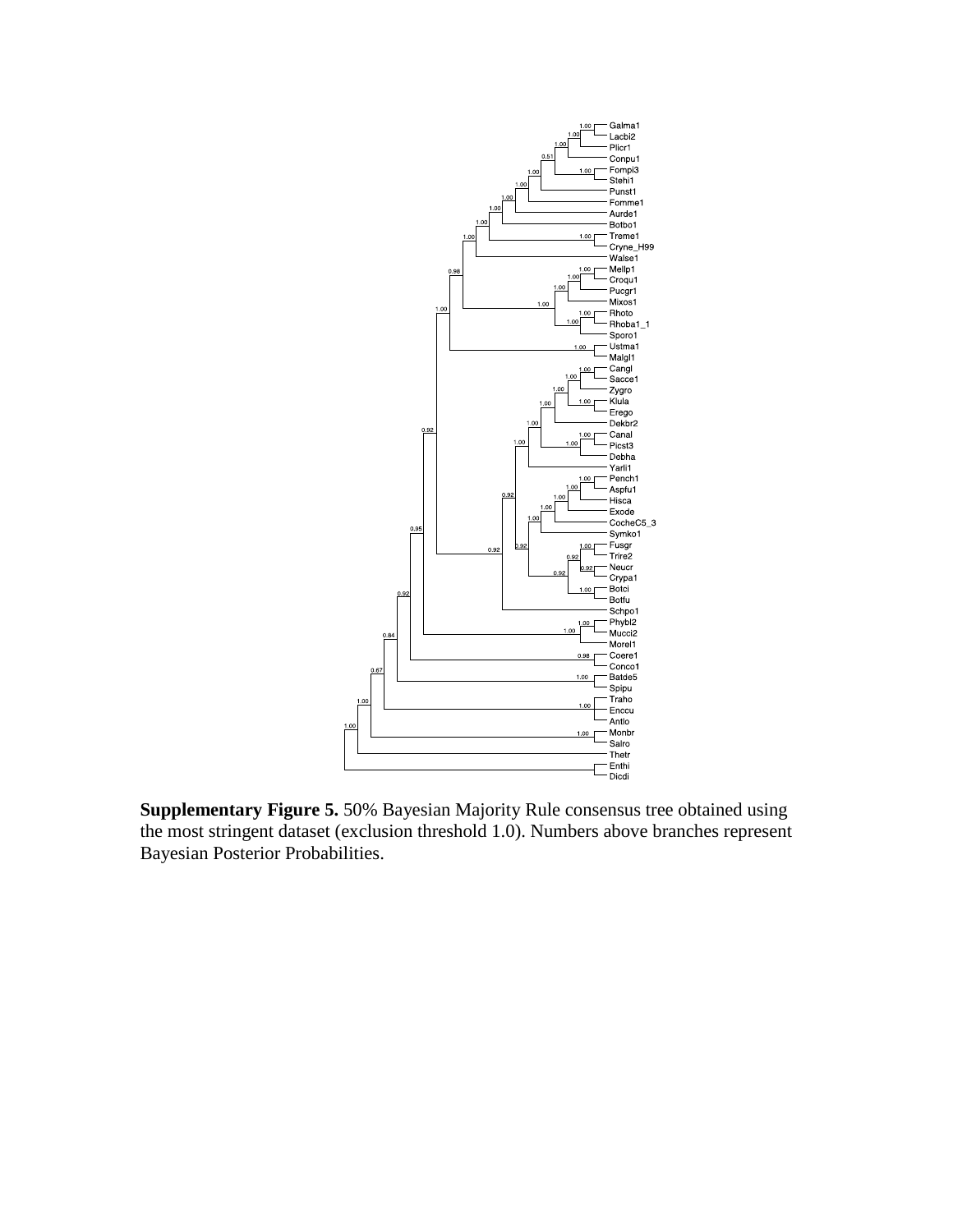**Supplementary Figure 5.** 50% Bayesian Majority Rule consensus tree obtained using the most stringent dataset (exclusion threshold 1.0). Numbers above branches represent Bayesian Posterior Probabilities.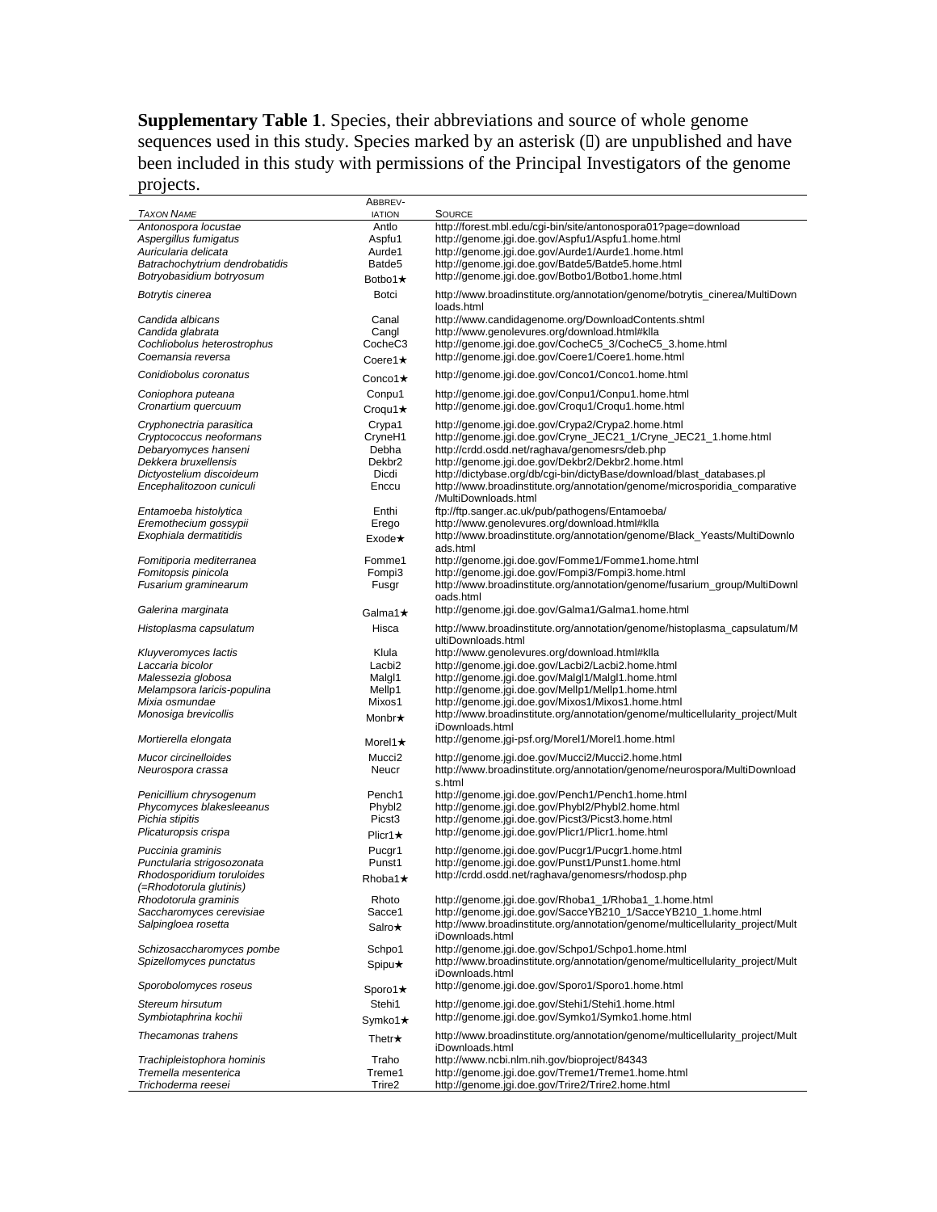**Supplementary Table 1**. Species, their abbreviations and source of whole genome sequences used in this study. Species marked by an asterisk () are unpublished and have been included in this study with permissions of the Principal Investigators of the genome projects.

| *Taxon Name* | Abbreviation | Source |
|---|---|---|
| *Antonospora locustae* | Antlo | http://forest.mbl.edu/cgi-bin/site/antonospora01?page=download |
| *Aspergillus fumigatus* | Aspfu1 | http://genome.jgi.doe.gov/Aspfu1/Aspfu1.home.html |
| *Auricularia delicata* | Aurde1 | http://genome.jgi.doe.gov/Aurde1/Aurde1.home.html |
| *Batrachochytrium dendrobatidis* | Batde5 | http://genome.jgi.doe.gov/Batde5/Batde5.home.html |
| *Botryobasidium botryosum* | Botbo1★ | http://genome.jgi.doe.gov/Botbo1/Botbo1.home.html |
| *Botrytis cinerea* | Botci | http://www.broadinstitute.org/annotation/genome/botrytis_cinerea/MultiDownloads.html |
| *Candida albicans* | Canal | http://www.candidagenome.org/DownloadContents.shtml |
| *Candida glabrata* | Cangl | http://www.genolevures.org/download.html#klla |
| *Cochliobolus heterostrophus* | CocheC3 | http://genome.jgi.doe.gov/CocheC5_3/CocheC5_3.home.html |
| *Coemansia reversa* | Coere1★ | http://genome.jgi.doe.gov/Coere1/Coere1.home.html |
| *Conidiobolus coronatus* | Conco1★ | http://genome.jgi.doe.gov/Conco1/Conco1.home.html |
| *Coniophora puteana* | Conpu1 | http://genome.jgi.doe.gov/Conpu1/Conpu1.home.html |
| *Cronartium quercuum* | Croqu1★ | http://genome.jgi.doe.gov/Croqu1/Croqu1.home.html |
| *Cryphonectria parasitica* | Crypa1 | http://genome.jgi.doe.gov/Crypa2/Crypa2.home.html |
| *Cryptococcus neoformans* | CryneH1 | http://genome.jgi.doe.gov/Cryne_JEC21_1/Cryne_JEC21_1.home.html |
| *Debaryomyces hanseni* | Debha | http://crdd.osdd.net/raghava/genomesrs/deb.php |
| *Dekkera bruxellensis* | Dekbr2 | http://genome.jgi.doe.gov/Dekbr2/Dekbr2.home.html |
| *Dictyostelium discoideum* | Dicdi | http://dictybase.org/db/cgi-bin/dictyBase/download/blast_databases.pl |
| *Encephalitozoon cuniculi* | Enccu | http://www.broadinstitute.org/annotation/genome/microsporidia_comparative/MultiDownloads.html |
| *Entamoeba histolytica* | Enthi | ftp://ftp.sanger.ac.uk/pub/pathogens/Entamoeba/ |
| *Eremothecium gossypii* | Erego | http://www.genolevures.org/download.html#klla |
| *Exophiala dermatitidis* | Exode★ | http://www.broadinstitute.org/annotation/genome/Black_Yeasts/MultiDownloads.html |
| *Fomitiporia mediterranea* | Fomme1 | http://genome.jgi.doe.gov/Fomme1/Fomme1.home.html |
| *Fomitopsis pinicola* | Fompi3 | http://genome.jgi.doe.gov/Fompi3/Fompi3.home.html |
| *Fusarium graminearum* | Fusgr | http://www.broadinstitute.org/annotation/genome/fusarium_group/MultiDownloads.html |
| *Galerina marginata* | Galma1★ | http://genome.jgi.doe.gov/Galma1/Galma1.home.html |
| *Histoplasma capsulatum* | Hisca | http://www.broadinstitute.org/annotation/genome/histoplasma_capsulatum/MultiDownloads.html |
| *Kluyveromyces lactis* | Klula | http://www.genolevures.org/download.html#klla |
| *Laccaria bicolor* | Lacbi2 | http://genome.jgi.doe.gov/Lacbi2/Lacbi2.home.html |
| *Malessezia globosa* | Malgl1 | http://genome.jgi.doe.gov/Malgl1/Malgl1.home.html |
| *Melampsora laricis-populina* | Mellp1 | http://genome.jgi.doe.gov/Mellp1/Mellp1.home.html |
| *Mixia osmundae* | Mixos1 | http://genome.jgi.doe.gov/Mixos1/Mixos1.home.html |
| *Monosiga brevicollis* | Monbr★ | http://www.broadinstitute.org/annotation/genome/multicellularity_project/MultiDownloads.html |
| *Mortierella elongata* | Morel1★ | http://genome.jgi-psf.org/Morel1/Morel1.home.html |
| *Mucor circinelloides* | Mucci2 | http://genome.jgi.doe.gov/Mucci2/Mucci2.home.html |
| *Neurospora crassa* | Neucr | http://www.broadinstitute.org/annotation/genome/neurospora/MultiDownloads.html |
| *Penicillium chrysogenum* | Pench1 | http://genome.jgi.doe.gov/Pench1/Pench1.home.html |
| *Phycomyces blakesleeanus* | Phybl2 | http://genome.jgi.doe.gov/Phybl2/Phybl2.home.html |
| *Pichia stipitis* | Picst3 | http://genome.jgi.doe.gov/Picst3/Picst3.home.html |
| *Plicaturopsis crispa* | Plicr1★ | http://genome.jgi.doe.gov/Plicr1/Plicr1.home.html |
| *Puccinia graminis* | Pucgr1 | http://genome.jgi.doe.gov/Pucgr1/Pucgr1.home.html |
| *Punctularia strigosozonata* | Punst1 | http://genome.jgi.doe.gov/Punst1/Punst1.home.html |
| *Rhodosporidium toruloides (=Rhodotorula glutinis)* | Rhoba1★ | http://crdd.osdd.net/raghava/genomesrs/rhodosp.php |
| *Rhodotorula graminis* | Rhoto | http://genome.jgi.doe.gov/Rhoba1_1/Rhoba1_1.home.html |
| *Saccharomyces cerevisiae* | Sacce1 | http://genome.jgi.doe.gov/SacceYB210_1/SacceYB210_1.home.html |
| *Salpingloea rosetta* | Salro★ | http://www.broadinstitute.org/annotation/genome/multicellularity_project/MultiDownloads.html |
| *Schizosaccharomyces pombe* | Schpo1 | http://genome.jgi.doe.gov/Schpo1/Schpo1.home.html |
| *Spizellomyces punctatus* | Spipu★ | http://www.broadinstitute.org/annotation/genome/multicellularity_project/MultiDownloads.html |
| *Sporobolomyces roseus* | Sporo1★ | http://genome.jgi.doe.gov/Sporo1/Sporo1.home.html |
| *Stereum hirsutum* | Stehi1 | http://genome.jgi.doe.gov/Stehi1/Stehi1.home.html |
| *Symbiotaphrina kochii* | Symko1★ | http://genome.jgi.doe.gov/Symko1/Symko1.home.html |
| *Thecamonas trahens* | Thetr★ | http://www.broadinstitute.org/annotation/genome/multicellularity_project/MultiDownloads.html |
| *Trachipleistophora hominis* | Traho | http://www.ncbi.nlm.nih.gov/bioproject/84343 |
| *Tremella mesenterica* | Treme1 | http://genome.jgi.doe.gov/Treme1/Treme1.home.html |
| *Trichoderma reesei* | Trire2 | http://genome.jgi.doe.gov/Trire2/Trire2.home.html |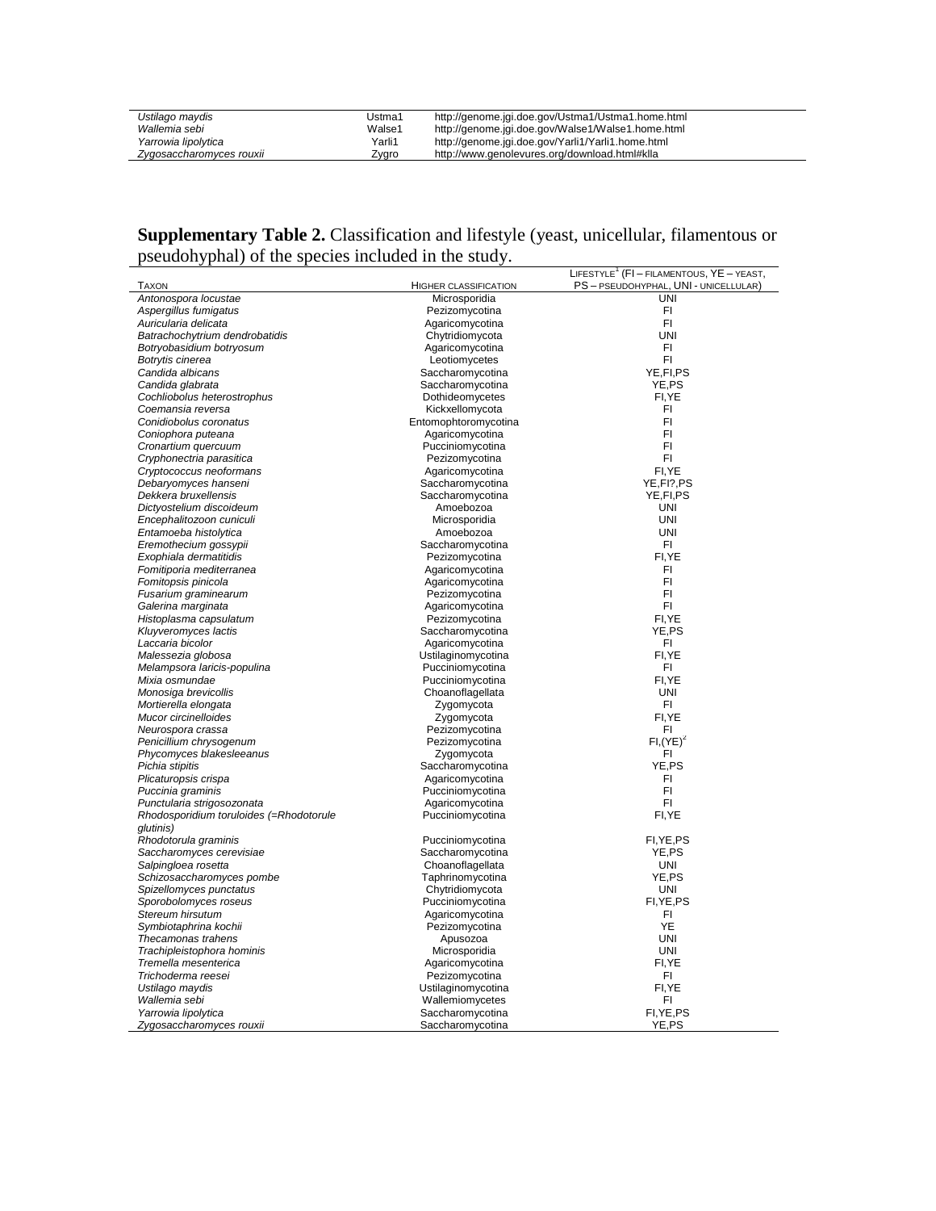| | | |
|---|---|---|
| *Ustilago maydis* | Ustma1 | http://genome.jgi.doe.gov/Ustma1/Ustma1.home.html |
| *Wallemia sebi* | Walse1 | http://genome.jgi.doe.gov/Walse1/Walse1.home.html |
| *Yarrowia lipolytica* | Yarli1 | http://genome.jgi.doe.gov/Yarli1/Yarli1.home.html |
| *Zygosaccharomyces rouxii* | Zygro | http://www.genolevures.org/download.html#klla |

**Supplementary Table 2.** Classification and lifestyle (yeast, unicellular, filamentous or pseudohyphal) of the species included in the study.

| Taxon | Higher classification | Lifestyle[1] (FI – filamentous, YE – yeast, PS – pseudohyphal, UNI - unicellular) |
|---|---|---|
| *Antonospora locustae* | Microsporidia | UNI |
| *Aspergillus fumigatus* | Pezizomycotina | FI |
| *Auricularia delicata* | Agaricomycotina | FI |
| *Batrachochytrium dendrobatidis* | Chytridiomycota | UNI |
| *Botryobasidium botryosum* | Agaricomycotina | FI |
| *Botrytis cinerea* | Leotiomycetes | FI |
| *Candida albicans* | Saccharomycotina | YE,FI,PS |
| *Candida glabrata* | Saccharomycotina | YE,PS |
| *Cochliobolus heterostrophus* | Dothideomycetes | FI,YE |
| *Coemansia reversa* | Kickxellomycota | FI |
| *Conidiobolus coronatus* | Entomophtoromycotina | FI |
| *Coniophora puteana* | Agaricomycotina | FI |
| *Cronartium quercuum* | Pucciniomycotina | FI |
| *Cryphonectria parasitica* | Pezizomycotina | FI |
| *Cryptococcus neoformans* | Agaricomycotina | FI,YE |
| *Debaryomyces hanseni* | Saccharomycotina | YE,FI?,PS |
| *Dekkera bruxellensis* | Saccharomycotina | YE,FI,PS |
| *Dictyostelium discoideum* | Amoebozoa | UNI |
| *Encephalitozoon cuniculi* | Microsporidia | UNI |
| *Entamoeba histolytica* | Amoebozoa | UNI |
| *Eremothecium gossypii* | Saccharomycotina | FI |
| *Exophiala dermatitidis* | Pezizomycotina | FI,YE |
| *Fomitiporia mediterranea* | Agaricomycotina | FI |
| *Fomitopsis pinicola* | Agaricomycotina | FI |
| *Fusarium graminearum* | Pezizomycotina | FI |
| *Galerina marginata* | Agaricomycotina | FI |
| *Histoplasma capsulatum* | Pezizomycotina | FI,YE |
| *Kluyveromyces lactis* | Saccharomycotina | YE,PS |
| *Laccaria bicolor* | Agaricomycotina | FI |
| *Malessezia globosa* | Ustilaginomycotina | FI,YE |
| *Melampsora laricis-populina* | Pucciniomycotina | FI |
| *Mixia osmundae* | Pucciniomycotina | FI,YE |
| *Monosiga brevicollis* | Choanoflagellata | UNI |
| *Mortierella elongata* | Zygomycota | FI |
| *Mucor circinelloides* | Zygomycota | FI,YE |
| *Neurospora crassa* | Pezizomycotina | FI |
| *Penicillium chrysogenum* | Pezizomycotina | FI,(YE)[2] |
| *Phycomyces blakesleeanus* | Zygomycota | FI |
| *Pichia stipitis* | Saccharomycotina | YE,PS |
| *Plicaturopsis crispa* | Agaricomycotina | FI |
| *Puccinia graminis* | Pucciniomycotina | FI |
| *Punctularia strigosozonata* | Agaricomycotina | FI |
| *Rhodosporidium toruloides (=Rhodotorule glutinis)* | Pucciniomycotina | FI,YE |
| *Rhodotorula graminis* | Pucciniomycotina | FI,YE,PS |
| *Saccharomyces cerevisiae* | Saccharomycotina | YE,PS |
| *Salpingloea rosetta* | Choanoflagellata | UNI |
| *Schizosaccharomyces pombe* | Taphrinomycotina | YE,PS |
| *Spizellomyces punctatus* | Chytridiomycota | UNI |
| *Sporobolomyces roseus* | Pucciniomycotina | FI,YE,PS |
| *Stereum hirsutum* | Agaricomycotina | FI |
| *Symbiotaphrina kochii* | Pezizomycotina | YE |
| *Thecamonas trahens* | Apusozoa | UNI |
| *Trachipleistophora hominis* | Microsporidia | UNI |
| *Tremella mesenterica* | Agaricomycotina | FI,YE |
| *Trichoderma reesei* | Pezizomycotina | FI |
| *Ustilago maydis* | Ustilaginomycotina | FI,YE |
| *Wallemia sebi* | Wallemiomycetes | FI |
| *Yarrowia lipolytica* | Saccharomycotina | FI,YE,PS |
| *Zygosaccharomyces rouxii* | Saccharomycotina | YE,PS |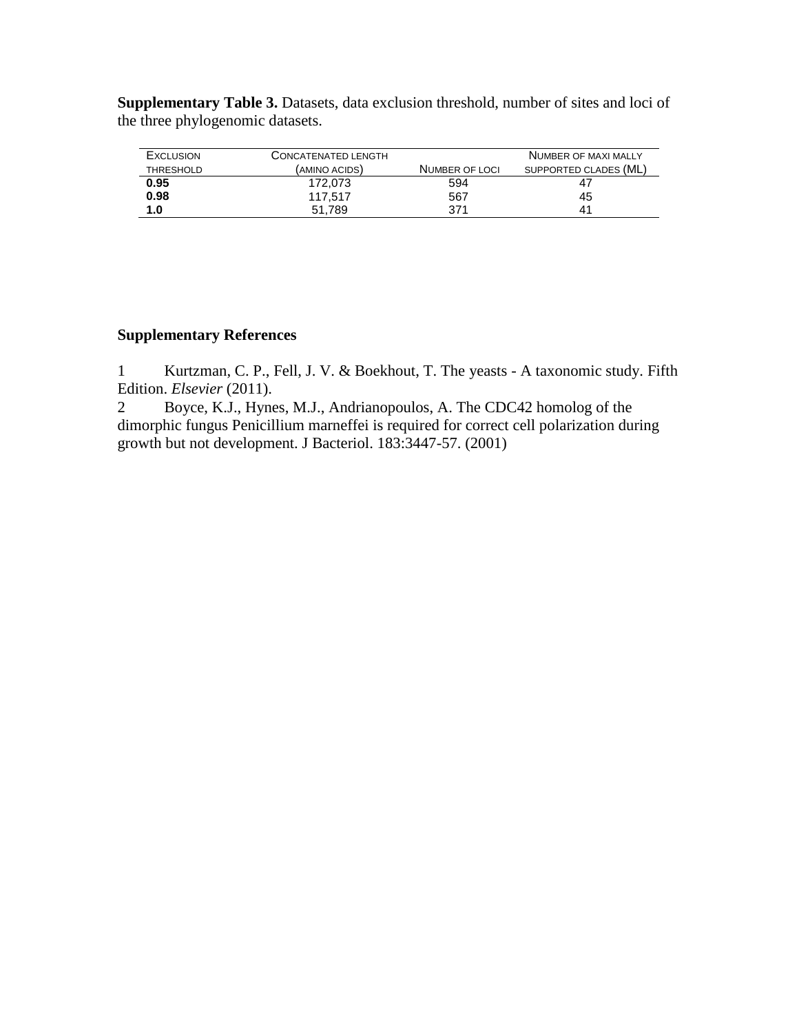**Supplementary Table 3.** Datasets, data exclusion threshold, number of sites and loci of the three phylogenomic datasets.

| Exclusion threshold | Concatenated length (amino acids) | Number of loci | Number of maxi mally supported clades (ML) |
|---|---|---|---|
| **0.95** | 172,073 | 594 | 47 |
| **0.98** | 117,517 | 567 | 45 |
| **1.0** | 51,789 | 371 | 41 |

## Supplementary References

1 Kurtzman, C. P., Fell, J. V. & Boekhout, T. The yeasts - A taxonomic study. Fifth Edition. *Elsevier* (2011).

2 Boyce, K.J., Hynes, M.J., Andrianopoulos, A. The CDC42 homolog of the dimorphic fungus Penicillium marneffei is required for correct cell polarization during growth but not development. J Bacteriol. 183:3447-57. (2001)